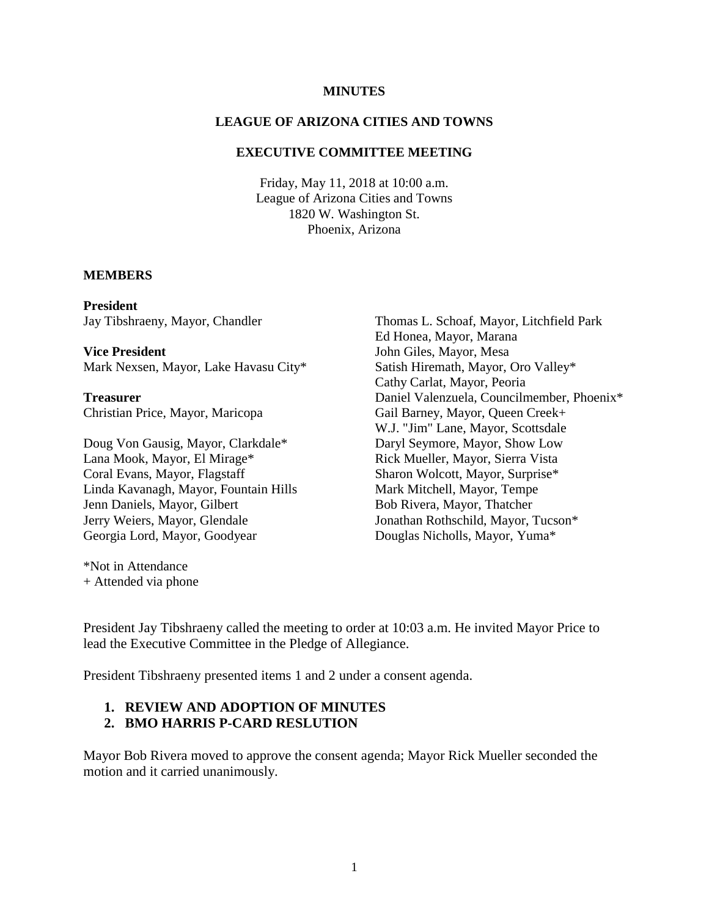**MINUTES**

**LEAGUE OF ARIZONA CITIES AND TOWNS**

**EXECUTIVE COMMITTEE MEETING**

Friday, May 11, 2018 at 10:00 a.m.
League of Arizona Cities and Towns
1820 W. Washington St.
Phoenix, Arizona

**MEMBERS**

**President**
Jay Tibshraeny, Mayor, Chandler

**Vice President**
Mark Nexsen, Mayor, Lake Havasu City*

**Treasurer**
Christian Price, Mayor, Maricopa

Doug Von Gausig, Mayor, Clarkdale*
Lana Mook, Mayor, El Mirage*
Coral Evans, Mayor, Flagstaff
Linda Kavanagh, Mayor, Fountain Hills
Jenn Daniels, Mayor, Gilbert
Jerry Weiers, Mayor, Glendale
Georgia Lord, Mayor, Goodyear
Thomas L. Schoaf, Mayor, Litchfield Park
Ed Honea, Mayor, Marana
John Giles, Mayor, Mesa
Satish Hiremath, Mayor, Oro Valley*
Cathy Carlat, Mayor, Peoria
Daniel Valenzuela, Councilmember, Phoenix*
Gail Barney, Mayor, Queen Creek+
W.J. "Jim" Lane, Mayor, Scottsdale
Daryl Seymore, Mayor, Show Low
Rick Mueller, Mayor, Sierra Vista
Sharon Wolcott, Mayor, Surprise*
Mark Mitchell, Mayor, Tempe
Bob Rivera, Mayor, Thatcher
Jonathan Rothschild, Mayor, Tucson*
Douglas Nicholls, Mayor, Yuma*

*Not in Attendance
+ Attended via phone

President Jay Tibshraeny called the meeting to order at 10:03 a.m. He invited Mayor Price to lead the Executive Committee in the Pledge of Allegiance.

President Tibshraeny presented items 1 and 2 under a consent agenda.

1. **REVIEW AND ADOPTION OF MINUTES**
2. **BMO HARRIS P-CARD RESLUTION**

Mayor Bob Rivera moved to approve the consent agenda; Mayor Rick Mueller seconded the motion and it carried unanimously.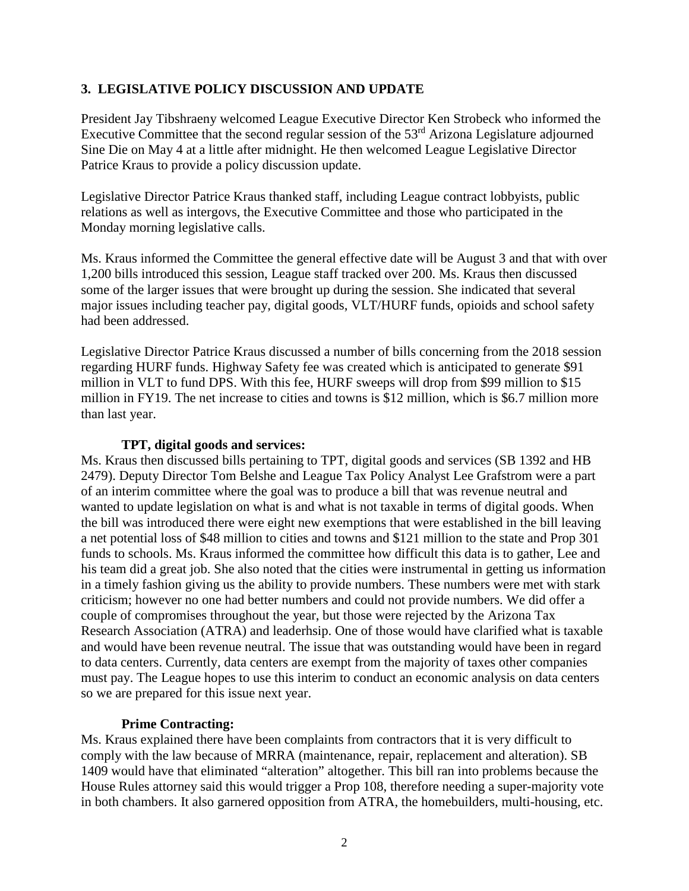## 3. LEGISLATIVE POLICY DISCUSSION AND UPDATE

President Jay Tibshraeny welcomed League Executive Director Ken Strobeck who informed the Executive Committee that the second regular session of the 53rd Arizona Legislature adjourned Sine Die on May 4 at a little after midnight. He then welcomed League Legislative Director Patrice Kraus to provide a policy discussion update.

Legislative Director Patrice Kraus thanked staff, including League contract lobbyists, public relations as well as intergovs, the Executive Committee and those who participated in the Monday morning legislative calls.

Ms. Kraus informed the Committee the general effective date will be August 3 and that with over 1,200 bills introduced this session, League staff tracked over 200. Ms. Kraus then discussed some of the larger issues that were brought up during the session. She indicated that several major issues including teacher pay, digital goods, VLT/HURF funds, opioids and school safety had been addressed.

Legislative Director Patrice Kraus discussed a number of bills concerning from the 2018 session regarding HURF funds. Highway Safety fee was created which is anticipated to generate $91 million in VLT to fund DPS. With this fee, HURF sweeps will drop from $99 million to $15 million in FY19. The net increase to cities and towns is $12 million, which is $6.7 million more than last year.

**TPT, digital goods and services:**

Ms. Kraus then discussed bills pertaining to TPT, digital goods and services (SB 1392 and HB 2479). Deputy Director Tom Belshe and League Tax Policy Analyst Lee Grafstrom were a part of an interim committee where the goal was to produce a bill that was revenue neutral and wanted to update legislation on what is and what is not taxable in terms of digital goods. When the bill was introduced there were eight new exemptions that were established in the bill leaving a net potential loss of $48 million to cities and towns and $121 million to the state and Prop 301 funds to schools. Ms. Kraus informed the committee how difficult this data is to gather, Lee and his team did a great job. She also noted that the cities were instrumental in getting us information in a timely fashion giving us the ability to provide numbers. These numbers were met with stark criticism; however no one had better numbers and could not provide numbers. We did offer a couple of compromises throughout the year, but those were rejected by the Arizona Tax Research Association (ATRA) and leaderhsip. One of those would have clarified what is taxable and would have been revenue neutral. The issue that was outstanding would have been in regard to data centers. Currently, data centers are exempt from the majority of taxes other companies must pay. The League hopes to use this interim to conduct an economic analysis on data centers so we are prepared for this issue next year.

**Prime Contracting:**

Ms. Kraus explained there have been complaints from contractors that it is very difficult to comply with the law because of MRRA (maintenance, repair, replacement and alteration). SB 1409 would have that eliminated "alteration" altogether. This bill ran into problems because the House Rules attorney said this would trigger a Prop 108, therefore needing a super-majority vote in both chambers. It also garnered opposition from ATRA, the homebuilders, multi-housing, etc.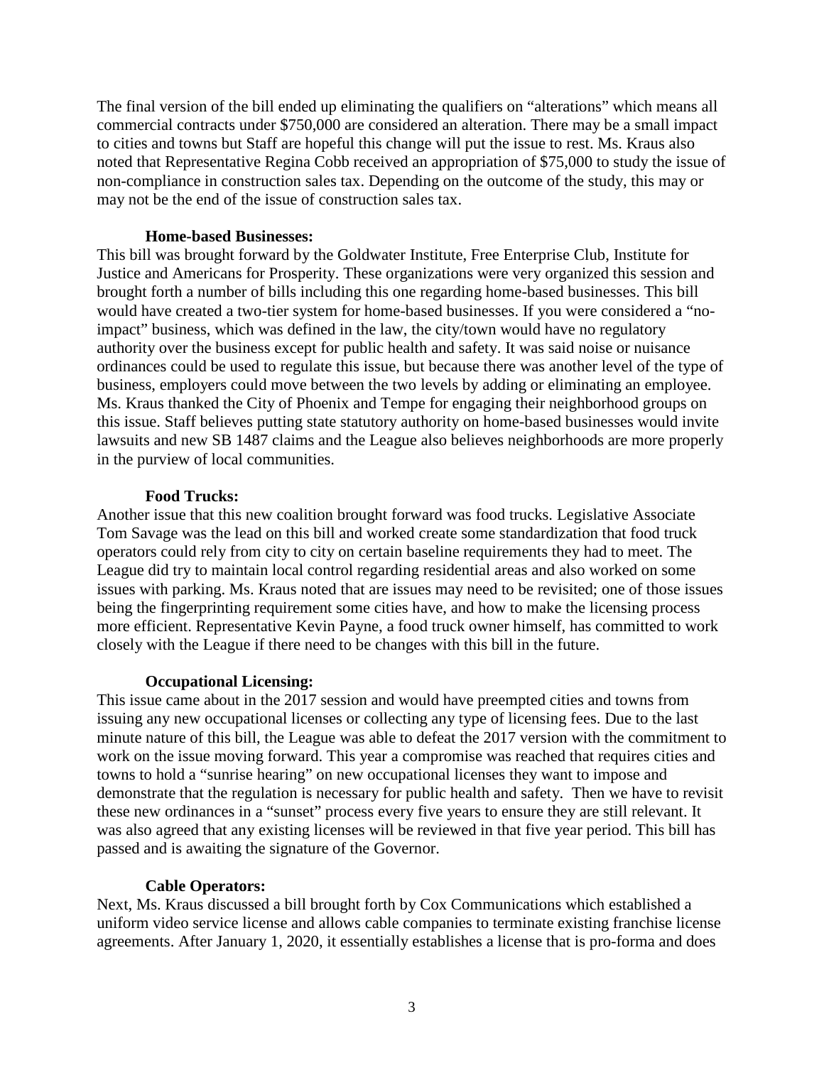The final version of the bill ended up eliminating the qualifiers on "alterations" which means all commercial contracts under $750,000 are considered an alteration. There may be a small impact to cities and towns but Staff are hopeful this change will put the issue to rest. Ms. Kraus also noted that Representative Regina Cobb received an appropriation of $75,000 to study the issue of non-compliance in construction sales tax. Depending on the outcome of the study, this may or may not be the end of the issue of construction sales tax.

**Home-based Businesses:**

This bill was brought forward by the Goldwater Institute, Free Enterprise Club, Institute for Justice and Americans for Prosperity. These organizations were very organized this session and brought forth a number of bills including this one regarding home-based businesses. This bill would have created a two-tier system for home-based businesses. If you were considered a "no-impact" business, which was defined in the law, the city/town would have no regulatory authority over the business except for public health and safety. It was said noise or nuisance ordinances could be used to regulate this issue, but because there was another level of the type of business, employers could move between the two levels by adding or eliminating an employee. Ms. Kraus thanked the City of Phoenix and Tempe for engaging their neighborhood groups on this issue. Staff believes putting state statutory authority on home-based businesses would invite lawsuits and new SB 1487 claims and the League also believes neighborhoods are more properly in the purview of local communities.

**Food Trucks:**

Another issue that this new coalition brought forward was food trucks. Legislative Associate Tom Savage was the lead on this bill and worked create some standardization that food truck operators could rely from city to city on certain baseline requirements they had to meet. The League did try to maintain local control regarding residential areas and also worked on some issues with parking. Ms. Kraus noted that are issues may need to be revisited; one of those issues being the fingerprinting requirement some cities have, and how to make the licensing process more efficient. Representative Kevin Payne, a food truck owner himself, has committed to work closely with the League if there need to be changes with this bill in the future.

**Occupational Licensing:**

This issue came about in the 2017 session and would have preempted cities and towns from issuing any new occupational licenses or collecting any type of licensing fees. Due to the last minute nature of this bill, the League was able to defeat the 2017 version with the commitment to work on the issue moving forward. This year a compromise was reached that requires cities and towns to hold a "sunrise hearing" on new occupational licenses they want to impose and demonstrate that the regulation is necessary for public health and safety. Then we have to revisit these new ordinances in a "sunset" process every five years to ensure they are still relevant. It was also agreed that any existing licenses will be reviewed in that five year period. This bill has passed and is awaiting the signature of the Governor.

**Cable Operators:**

Next, Ms. Kraus discussed a bill brought forth by Cox Communications which established a uniform video service license and allows cable companies to terminate existing franchise license agreements. After January 1, 2020, it essentially establishes a license that is pro-forma and does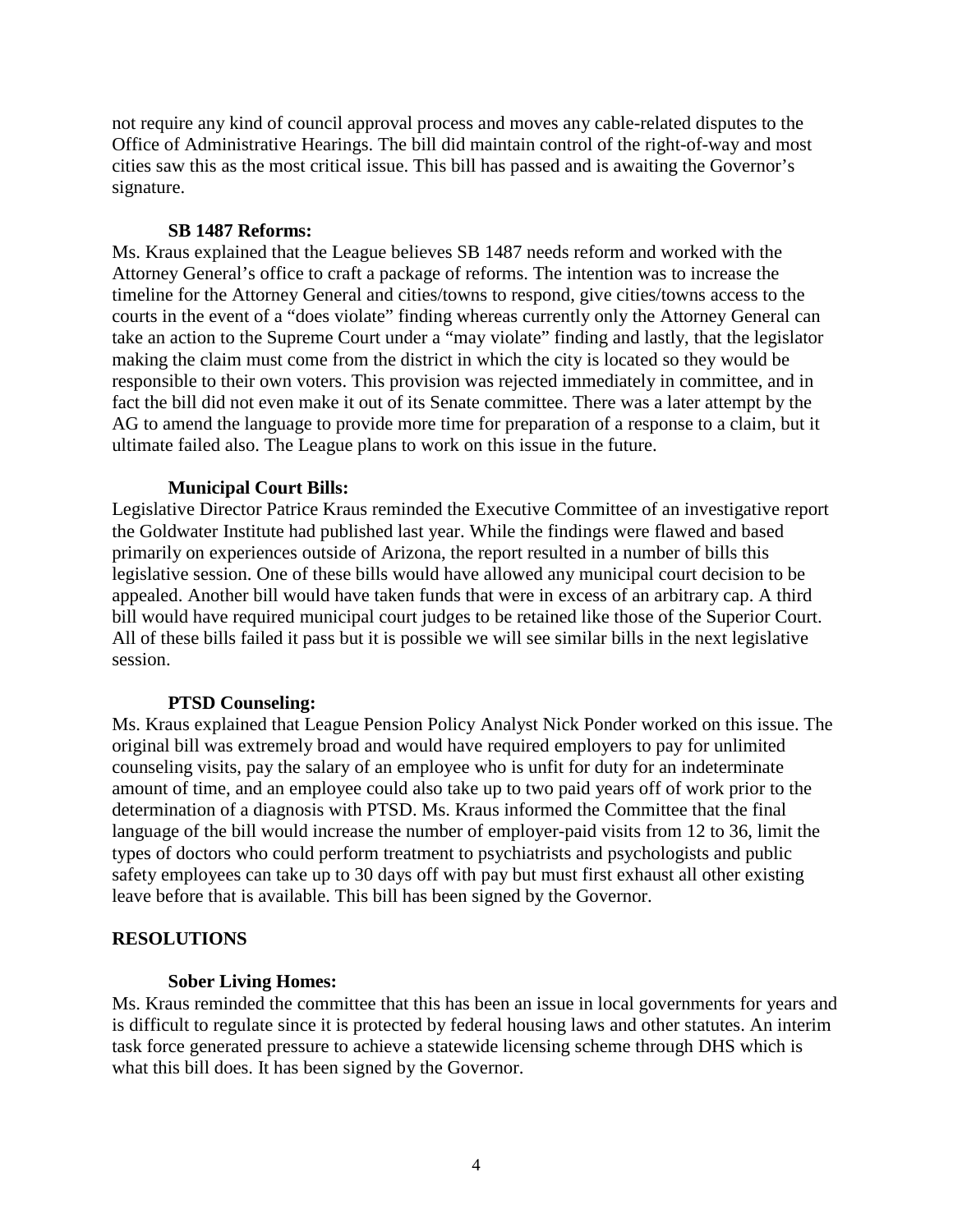not require any kind of council approval process and moves any cable-related disputes to the Office of Administrative Hearings. The bill did maintain control of the right-of-way and most cities saw this as the most critical issue. This bill has passed and is awaiting the Governor's signature.

**SB 1487 Reforms:**

Ms. Kraus explained that the League believes SB 1487 needs reform and worked with the Attorney General's office to craft a package of reforms. The intention was to increase the timeline for the Attorney General and cities/towns to respond, give cities/towns access to the courts in the event of a "does violate" finding whereas currently only the Attorney General can take an action to the Supreme Court under a "may violate" finding and lastly, that the legislator making the claim must come from the district in which the city is located so they would be responsible to their own voters. This provision was rejected immediately in committee, and in fact the bill did not even make it out of its Senate committee. There was a later attempt by the AG to amend the language to provide more time for preparation of a response to a claim, but it ultimate failed also. The League plans to work on this issue in the future.

**Municipal Court Bills:**

Legislative Director Patrice Kraus reminded the Executive Committee of an investigative report the Goldwater Institute had published last year. While the findings were flawed and based primarily on experiences outside of Arizona, the report resulted in a number of bills this legislative session. One of these bills would have allowed any municipal court decision to be appealed. Another bill would have taken funds that were in excess of an arbitrary cap. A third bill would have required municipal court judges to be retained like those of the Superior Court. All of these bills failed it pass but it is possible we will see similar bills in the next legislative session.

**PTSD Counseling:**

Ms. Kraus explained that League Pension Policy Analyst Nick Ponder worked on this issue. The original bill was extremely broad and would have required employers to pay for unlimited counseling visits, pay the salary of an employee who is unfit for duty for an indeterminate amount of time, and an employee could also take up to two paid years off of work prior to the determination of a diagnosis with PTSD. Ms. Kraus informed the Committee that the final language of the bill would increase the number of employer-paid visits from 12 to 36, limit the types of doctors who could perform treatment to psychiatrists and psychologists and public safety employees can take up to 30 days off with pay but must first exhaust all other existing leave before that is available. This bill has been signed by the Governor.

## RESOLUTIONS

**Sober Living Homes:**

Ms. Kraus reminded the committee that this has been an issue in local governments for years and is difficult to regulate since it is protected by federal housing laws and other statutes. An interim task force generated pressure to achieve a statewide licensing scheme through DHS which is what this bill does. It has been signed by the Governor.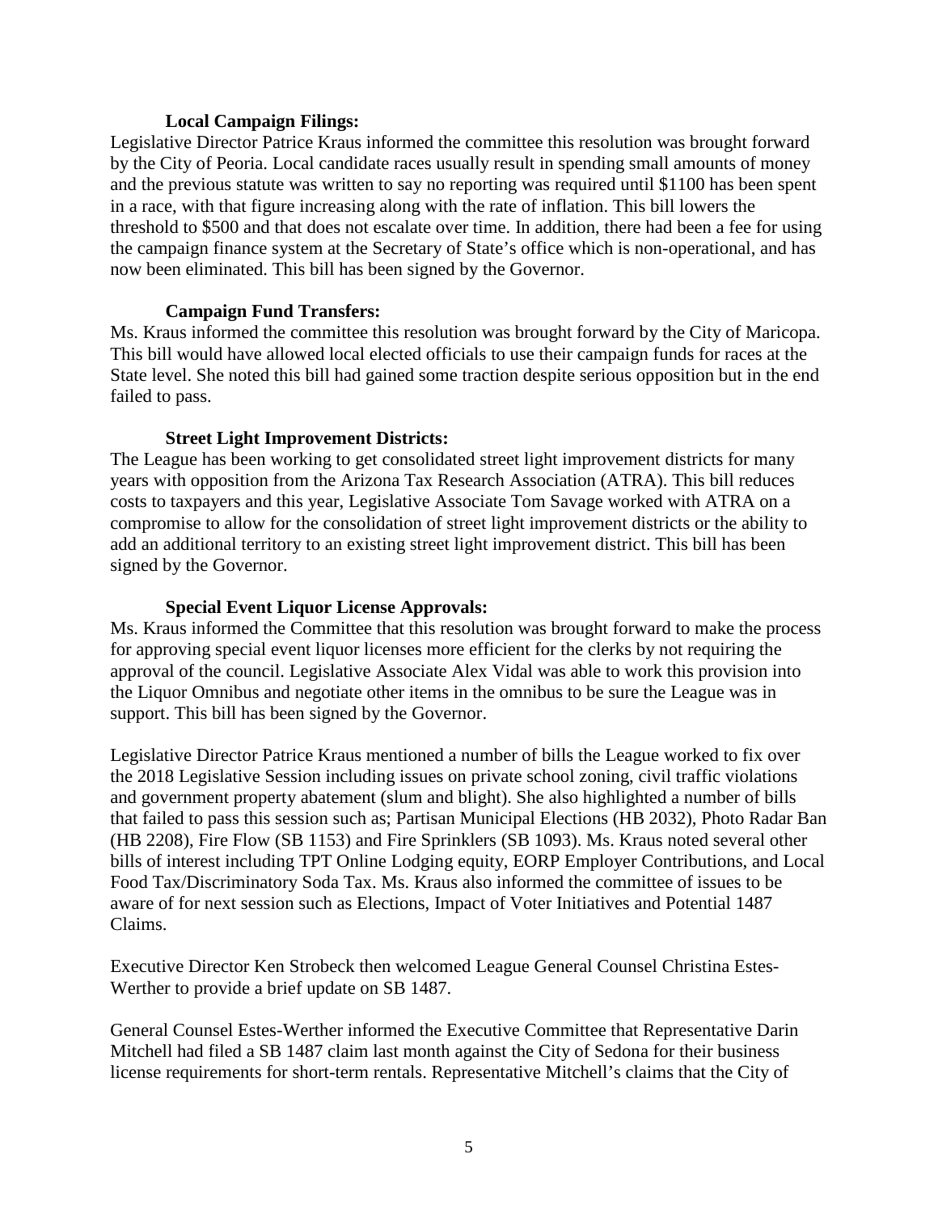**Local Campaign Filings:**

Legislative Director Patrice Kraus informed the committee this resolution was brought forward by the City of Peoria. Local candidate races usually result in spending small amounts of money and the previous statute was written to say no reporting was required until $1100 has been spent in a race, with that figure increasing along with the rate of inflation. This bill lowers the threshold to $500 and that does not escalate over time. In addition, there had been a fee for using the campaign finance system at the Secretary of State's office which is non-operational, and has now been eliminated. This bill has been signed by the Governor.

**Campaign Fund Transfers:**

Ms. Kraus informed the committee this resolution was brought forward by the City of Maricopa. This bill would have allowed local elected officials to use their campaign funds for races at the State level. She noted this bill had gained some traction despite serious opposition but in the end failed to pass.

**Street Light Improvement Districts:**

The League has been working to get consolidated street light improvement districts for many years with opposition from the Arizona Tax Research Association (ATRA). This bill reduces costs to taxpayers and this year, Legislative Associate Tom Savage worked with ATRA on a compromise to allow for the consolidation of street light improvement districts or the ability to add an additional territory to an existing street light improvement district. This bill has been signed by the Governor.

**Special Event Liquor License Approvals:**

Ms. Kraus informed the Committee that this resolution was brought forward to make the process for approving special event liquor licenses more efficient for the clerks by not requiring the approval of the council. Legislative Associate Alex Vidal was able to work this provision into the Liquor Omnibus and negotiate other items in the omnibus to be sure the League was in support. This bill has been signed by the Governor.

Legislative Director Patrice Kraus mentioned a number of bills the League worked to fix over the 2018 Legislative Session including issues on private school zoning, civil traffic violations and government property abatement (slum and blight). She also highlighted a number of bills that failed to pass this session such as; Partisan Municipal Elections (HB 2032), Photo Radar Ban (HB 2208), Fire Flow (SB 1153) and Fire Sprinklers (SB 1093). Ms. Kraus noted several other bills of interest including TPT Online Lodging equity, EORP Employer Contributions, and Local Food Tax/Discriminatory Soda Tax. Ms. Kraus also informed the committee of issues to be aware of for next session such as Elections, Impact of Voter Initiatives and Potential 1487 Claims.

Executive Director Ken Strobeck then welcomed League General Counsel Christina Estes-Werther to provide a brief update on SB 1487.

General Counsel Estes-Werther informed the Executive Committee that Representative Darin Mitchell had filed a SB 1487 claim last month against the City of Sedona for their business license requirements for short-term rentals. Representative Mitchell's claims that the City of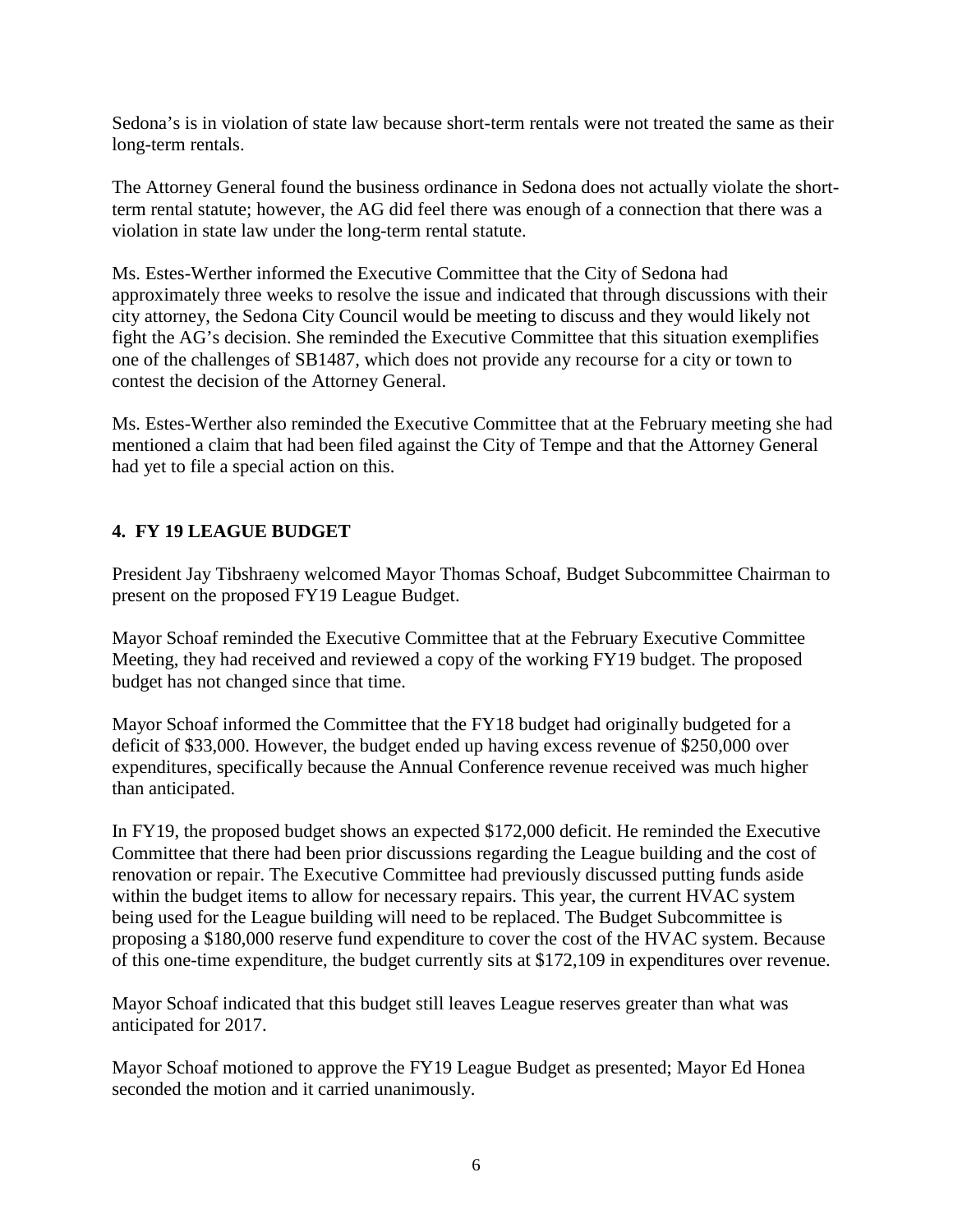Sedona's is in violation of state law because short-term rentals were not treated the same as their long-term rentals.

The Attorney General found the business ordinance in Sedona does not actually violate the short-term rental statute; however, the AG did feel there was enough of a connection that there was a violation in state law under the long-term rental statute.

Ms. Estes-Werther informed the Executive Committee that the City of Sedona had approximately three weeks to resolve the issue and indicated that through discussions with their city attorney, the Sedona City Council would be meeting to discuss and they would likely not fight the AG's decision. She reminded the Executive Committee that this situation exemplifies one of the challenges of SB1487, which does not provide any recourse for a city or town to contest the decision of the Attorney General.

Ms. Estes-Werther also reminded the Executive Committee that at the February meeting she had mentioned a claim that had been filed against the City of Tempe and that the Attorney General had yet to file a special action on this.

## 4. FY 19 LEAGUE BUDGET

President Jay Tibshraeny welcomed Mayor Thomas Schoaf, Budget Subcommittee Chairman to present on the proposed FY19 League Budget.

Mayor Schoaf reminded the Executive Committee that at the February Executive Committee Meeting, they had received and reviewed a copy of the working FY19 budget. The proposed budget has not changed since that time.

Mayor Schoaf informed the Committee that the FY18 budget had originally budgeted for a deficit of $33,000. However, the budget ended up having excess revenue of $250,000 over expenditures, specifically because the Annual Conference revenue received was much higher than anticipated.

In FY19, the proposed budget shows an expected $172,000 deficit. He reminded the Executive Committee that there had been prior discussions regarding the League building and the cost of renovation or repair. The Executive Committee had previously discussed putting funds aside within the budget items to allow for necessary repairs. This year, the current HVAC system being used for the League building will need to be replaced. The Budget Subcommittee is proposing a $180,000 reserve fund expenditure to cover the cost of the HVAC system. Because of this one-time expenditure, the budget currently sits at $172,109 in expenditures over revenue.

Mayor Schoaf indicated that this budget still leaves League reserves greater than what was anticipated for 2017.

Mayor Schoaf motioned to approve the FY19 League Budget as presented; Mayor Ed Honea seconded the motion and it carried unanimously.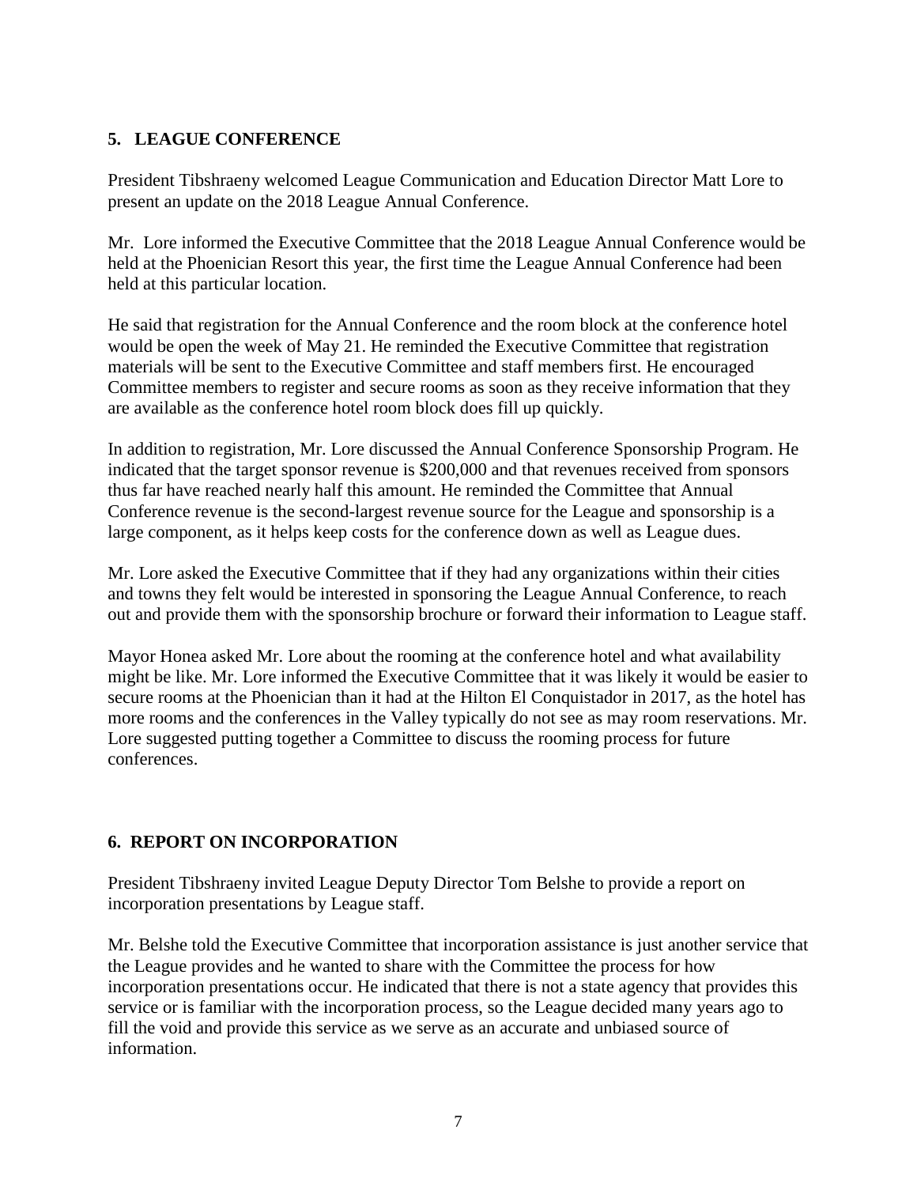## 5. LEAGUE CONFERENCE

President Tibshraeny welcomed League Communication and Education Director Matt Lore to present an update on the 2018 League Annual Conference.

Mr. Lore informed the Executive Committee that the 2018 League Annual Conference would be held at the Phoenician Resort this year, the first time the League Annual Conference had been held at this particular location.

He said that registration for the Annual Conference and the room block at the conference hotel would be open the week of May 21. He reminded the Executive Committee that registration materials will be sent to the Executive Committee and staff members first. He encouraged Committee members to register and secure rooms as soon as they receive information that they are available as the conference hotel room block does fill up quickly.

In addition to registration, Mr. Lore discussed the Annual Conference Sponsorship Program. He indicated that the target sponsor revenue is $200,000 and that revenues received from sponsors thus far have reached nearly half this amount. He reminded the Committee that Annual Conference revenue is the second-largest revenue source for the League and sponsorship is a large component, as it helps keep costs for the conference down as well as League dues.

Mr. Lore asked the Executive Committee that if they had any organizations within their cities and towns they felt would be interested in sponsoring the League Annual Conference, to reach out and provide them with the sponsorship brochure or forward their information to League staff.

Mayor Honea asked Mr. Lore about the rooming at the conference hotel and what availability might be like. Mr. Lore informed the Executive Committee that it was likely it would be easier to secure rooms at the Phoenician than it had at the Hilton El Conquistador in 2017, as the hotel has more rooms and the conferences in the Valley typically do not see as may room reservations. Mr. Lore suggested putting together a Committee to discuss the rooming process for future conferences.

## 6. REPORT ON INCORPORATION

President Tibshraeny invited League Deputy Director Tom Belshe to provide a report on incorporation presentations by League staff.

Mr. Belshe told the Executive Committee that incorporation assistance is just another service that the League provides and he wanted to share with the Committee the process for how incorporation presentations occur. He indicated that there is not a state agency that provides this service or is familiar with the incorporation process, so the League decided many years ago to fill the void and provide this service as we serve as an accurate and unbiased source of information.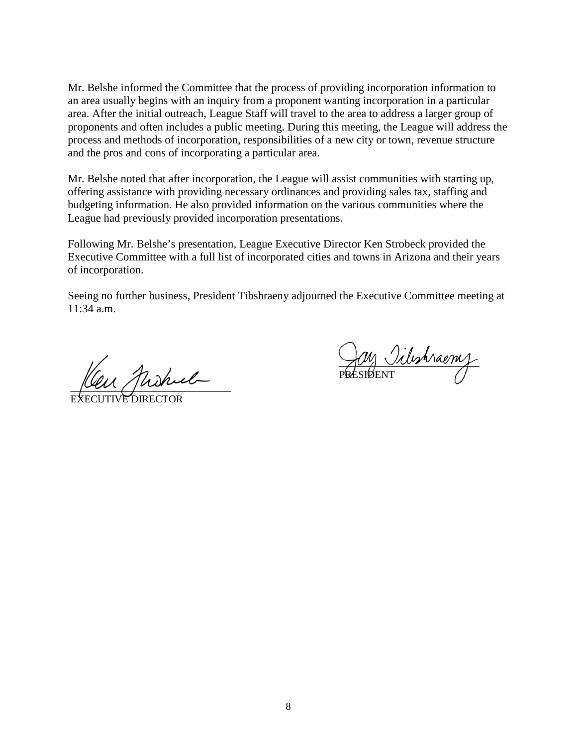Mr. Belshe informed the Committee that the process of providing incorporation information to an area usually begins with an inquiry from a proponent wanting incorporation in a particular area. After the initial outreach, League Staff will travel to the area to address a larger group of proponents and often includes a public meeting. During this meeting, the League will address the process and methods of incorporation, responsibilities of a new city or town, revenue structure and the pros and cons of incorporating a particular area.

Mr. Belshe noted that after incorporation, the League will assist communities with starting up, offering assistance with providing necessary ordinances and providing sales tax, staffing and budgeting information. He also provided information on the various communities where the League had previously provided incorporation presentations.

Following Mr. Belshe's presentation, League Executive Director Ken Strobeck provided the Executive Committee with a full list of incorporated cities and towns in Arizona and their years of incorporation.

Seeing no further business, President Tibshraeny adjourned the Executive Committee meeting at 11:34 a.m.

_______________________________
EXECUTIVE DIRECTOR

_______________________________
PRESIDENT